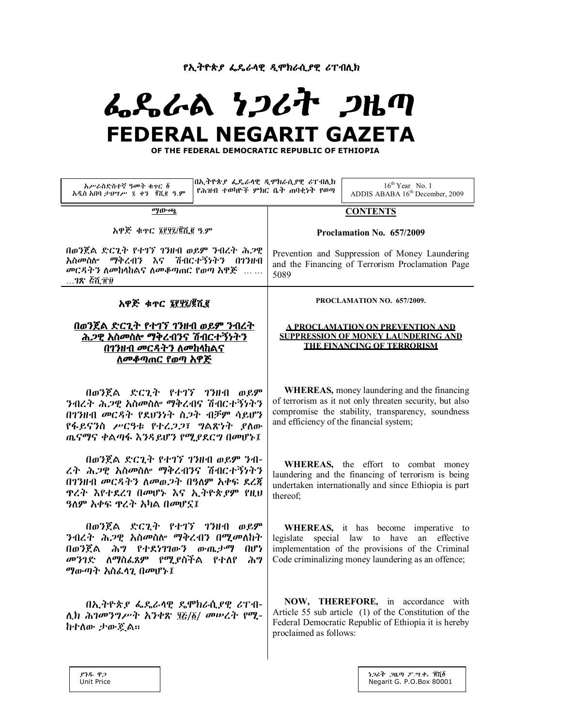የኢትዮጵያ ፌዴራላዊ ዲሞክራሲያዊ ሪፐብሊክ

# ፌዴራል ነጋሪት ጋዜጣ

# FEDERAL NEGARIT GAZETA

**OF THE FEDERAL DEMOCRATIC REPUBLIC OF ETHIOPIA**

| አሥራስድስተኛ ዓመት ቁጥር ፩ አዲስ አበባ ታህሣሥ ፯ ቀን ፪ሺ፪ ዓ.ም | በኢትዮጵያ ፌዴራላዊ ዲሞክራሲያዊ ሪፐብሊክ የሕዝብ ተወካዮች ምክር ቤት ጠባቂነት የወጣ | 16[th] Year No. 1 ADDIS ABABA 16[th] December, 2009 |
|---|---|---|

**ማውጫ**

አዋጅ ቁጥር ፮፻፶፯/፪ሺ፪ ዓ.ም

በወንጀል ድርጊት የተገኘ ገንዘብ ወይም ንብረት ሕጋዊ አስመስሎ ማቅረብን እና ሽብርተኝነትን በገንዘብ መርዳትን ለመከላከልና ለመቆጣጠር የወጣ አዋጅ ……ገጽ ፭ሺ፹፱

**CONTENTS**

**Proclamation No. 657/2009**

Prevention and Suppression of Money Laundering and the Financing of Terrorism Proclamation Page 5089

## አዋጅ ቁጥር ፮፻፶፯/፪ሺ፪

### በወንጀል ድርጊት የተገኘ ገንዘብ ወይም ንብረት ሕጋዊ አስመስሎ ማቅረብንና ሽብርተኝነትን በገንዘብ መርዳትን ለመከላከልና ለመቆጣጠር የወጣ አዋጅ

በወንጀል ድርጊት የተገኘ ገንዘብ ወይም ንብረት ሕጋዊ አስመስሎ ማቅረብና ሽብርተኝነትን በገንዘብ መርዳት የደህንነት ስጋት ብቻም ሳይሆን የፋይናንስ ሥርዓቱ የተረጋጋ፣ ግልጽነት ያለው ጤናማና ቀልጣፋ እንዳይሆን የሚያደርግ በመሆኑ፤

በወንጀል ድርጊት የተገኘ ገንዘብ ወይም ንብረት ሕጋዊ አስመስሎ ማቅረብንና ሽብርተኝነትን በገንዘብ መርዳትን ለመወጋት በዓለም አቀፍ ደረጃ ጥረት እየተደረገ በመሆኑ እና ኢትዮጵያም የዚህ ዓለም አቀፍ ጥረት አካል በመሆኗ፤

በወንጀል ድርጊት የተገኘ ገንዘብ ወይም ንብረት ሕጋዊ አስመስሎ ማቅረብን በሚመለከት በወንጀል ሕግ የተደነገገውን ውጤታማ በሆነ መንገድ ለማስፈጸም የሚያስችል የተለየ ሕግ ማውጣት አስፈላጊ በመሆኑ፤

በኢትዮጵያ ፌዴራላዊ ዴሞክራሲያዊ ሪፐብሊክ ሕገመንግሥት አንቀጽ ፶፭/፩/ መሠረት የሚከተለው ታውጇል።

## PROCLAMATION NO. 657/2009.

### A PROCLAMATION ON PREVENTION AND SUPPRESSION OF MONEY LAUNDERING AND THE FINANCING OF TERRORISM

**WHEREAS,** money laundering and the financing of terrorism as it not only threaten security, but also compromise the stability, transparency, soundness and efficiency of the financial system;

**WHEREAS,** the effort to combat money laundering and the financing of terrorism is being undertaken internationally and since Ethiopia is part thereof;

**WHEREAS,** it has become imperative to legislate special law to have an effective implementation of the provisions of the Criminal Code criminalizing money laundering as an offence;

**NOW, THEREFORE,** in accordance with Article 55 sub article (1) of the Constitution of the Federal Democratic Republic of Ethiopia it is hereby proclaimed as follows:

ያንዱ ዋጋ
Unit Price

ነጋሪት ጋዜጣ ፖ.ሣ.ቁ. ፹ሺ፩
Negarit G. P.O.Box 80001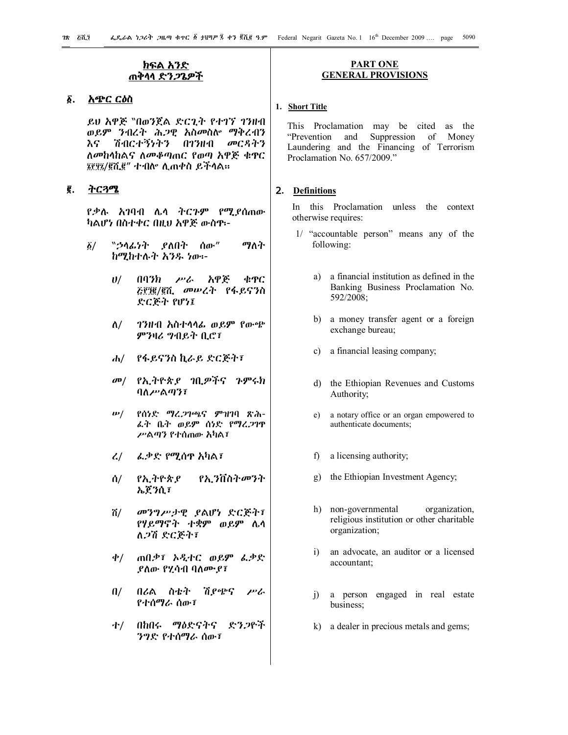## ክፍል አንድ
## ጠቅላላ ድንጋጌዎች

### ፩. አጭር ርዕስ

ይህ አዋጅ "በወንጀል ድርጊት የተገኘ ገንዘብ ወይም ንብረት ሕጋዊ አስመስሎ ማቅረብን እና ሽብርተኝነትን በገንዘብ መርዳትን ለመከላከልና ለመቆጣጠር የወጣ አዋጅ ቁጥር ፮፻፶፯/፪ሺ፪" ተብሎ ሊጠቀስ ይችላል።

### ፪. ትርጓሜ

የቃሉ አገባብ ሌላ ትርጉም የሚያሰጠው ካልሆነ በስተቀር በዚህ አዋጅ ውስጥ፦

፩/ "ኃላፊነት ያለበት ሰው" ማለት ከሚከተሉት አንዱ ነው፦

ሀ/ በባንክ ሥራ አዋጅ ቁጥር ፭፻፺፪/፪ሺ መሠረት የፋይናንስ ድርጅት የሆነ፤

ለ/ ገንዘብ አስተላላፊ ወይም የውጭ ምንዛሪ ግብይት ቢሮ፣

ሐ/ የፋይናንስ ኪራይ ድርጅት፣

መ/ የኢትዮጵያ ገቢዎችና ጉምሩክ ባለሥልጣን፣

ሠ/ የሰነድ ማረጋገጫና ምዝገባ ጽሕፈት ቤት ወይም ሰነድ የማረጋገጥ ሥልጣን የተሰጠው አካል፣

ረ/ ፈቃድ የሚሰጥ አካል፣

ሰ/ የኢትዮጵያ የኢንቨስትመንት ኤጀንሲ፣

ሸ/ መንግሥታዊ ያልሆነ ድርጅት፣ የሃይማኖት ተቋም ወይም ሌላ ለጋሽ ድርጅት፣

ቀ/ ጠበቃ፣ ኦዲተር ወይም ፈቃድ ያለው የሂሳብ ባለሙያ፣

በ/ በሪል ስቴት ሽያጭና ሥራ የተሰማራ ሰው፣

ተ/ በከበሩ ማዕድናትና ድንጋዮች ንግድ የተሰማራ ሰው፣

## PART ONE
## GENERAL PROVISIONS

### 1. Short Title

This Proclamation may be cited as the "Prevention and Suppression of Money Laundering and the Financing of Terrorism Proclamation No. 657/2009."

### 2. Definitions

In this Proclamation unless the context otherwise requires:

1/ "accountable person" means any of the following:

a) a financial institution as defined in the Banking Business Proclamation No. 592/2008;

b) a money transfer agent or a foreign exchange bureau;

c) a financial leasing company;

d) the Ethiopian Revenues and Customs Authority;

e) a notary office or an organ empowered to authenticate documents;

f) a licensing authority;

g) the Ethiopian Investment Agency;

h) non-governmental organization, religious institution or other charitable organization;

i) an advocate, an auditor or a licensed accountant;

j) a person engaged in real estate business;

k) a dealer in precious metals and gems;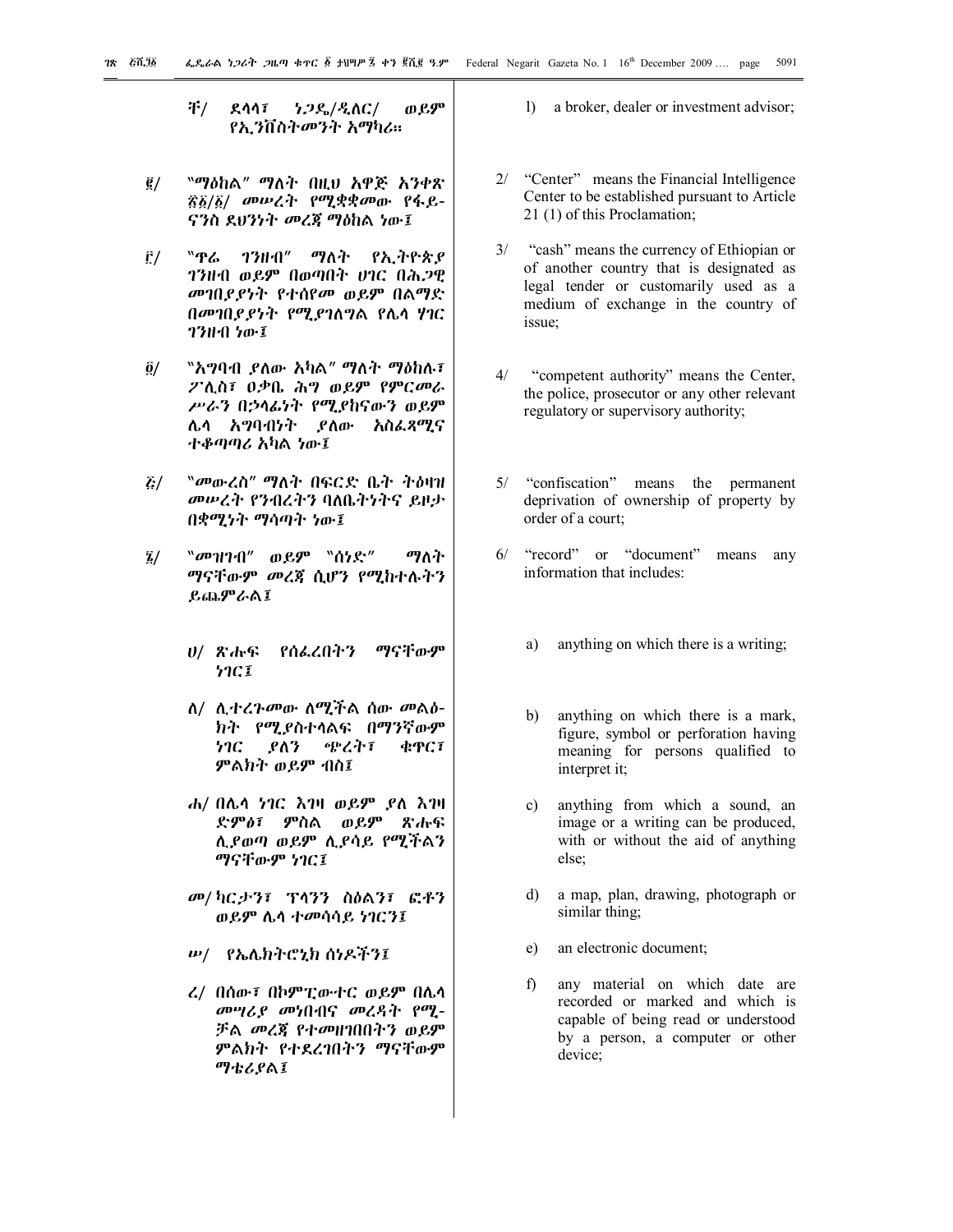ቸ/ ደላላ፣ ነጋዴ/ዲለር/ ወይም የኢንቨስትመንት አማካሪ።

፪/ "ማዕከል" ማለት በዚህ አዋጅ አንቀጽ ፳፩/፩/ መሠረት የሚቋቋመው የፋይናንስ ደህንነት መረጃ ማዕከል ነው፤

፫/ "ጥሬ ገንዘብ" ማለት የኢትዮጵያ ገንዘብ ወይም በወጣበት ሀገር በሕጋዊ መገበያያነት የተሰየመ ወይም በልማድ በመገበያያነት የሚያገለግል የሌላ ሃገር ገንዘብ ነው፤

፬/ "አግባብ ያለው አካል" ማለት ማዕከሉ፣ ፖሊስ፣ ዐቃቤ ሕግ ወይም የምርመራ ሥራን በኃላፊነት የሚያከናውን ወይም ሌላ አግባብነት ያለው አስፈጻሚና ተቆጣጣሪ አካል ነው፤

፭/ "መውረስ" ማለት በፍርድ ቤት ትዕዛዝ መሠረት የንብረትን ባለቤትነትና ይዞታ በቋሚነት ማሳጣት ነው፤

፮/ "መዝገብ" ወይም "ሰነድ" ማለት ማናቸውም መረጃ ሲሆን የሚከተሉትን ይጨምራል፤

ሀ/ ጽሑፍ የሰፈረበትን ማናቸውም ነገር፤

ለ/ ሊተረጉመው ለሚችል ሰው መልዕክት የሚያስተላልፍ በማንኛውም ነገር ያለን ጭረት፣ ቁጥር፣ ምልክት ወይም ብስ፤

ሐ/ በሌላ ነገር እገዛ ወይም ያለ እገዛ ድምፅ፣ ምስል ወይም ጽሑፍ ሊያወጣ ወይም ሊያሳይ የሚችልን ማናቸውም ነገር፤

መ/ ካርታን፣ ፕላንን ስዕልን፣ ፎቶን ወይም ሌላ ተመሳሳይ ነገርን፤

ሠ/ የኤሌክትሮኒክ ሰነዶችን፤

ረ/ በሰው፣ በኮምፒውተር ወይም በሌላ መሣሪያ መነበብና መረዳት የሚቻል መረጃ የተመዘገበበትን ወይም ምልክት የተደረገበትን ማናቸውም ማቴሪያል፤

l) a broker, dealer or investment advisor;

2/ "Center" means the Financial Intelligence Center to be established pursuant to Article 21 (1) of this Proclamation;

3/ "cash" means the currency of Ethiopian or of another country that is designated as legal tender or customarily used as a medium of exchange in the country of issue;

4/ "competent authority" means the Center, the police, prosecutor or any other relevant regulatory or supervisory authority;

5/ "confiscation" means the permanent deprivation of ownership of property by order of a court;

6/ "record" or "document" means any information that includes:

a) anything on which there is a writing;

b) anything on which there is a mark, figure, symbol or perforation having meaning for persons qualified to interpret it;

c) anything from which a sound, an image or a writing can be produced, with or without the aid of anything else;

d) a map, plan, drawing, photograph or similar thing;

e) an electronic document;

f) any material on which date are recorded or marked and which is capable of being read or understood by a person, a computer or other device;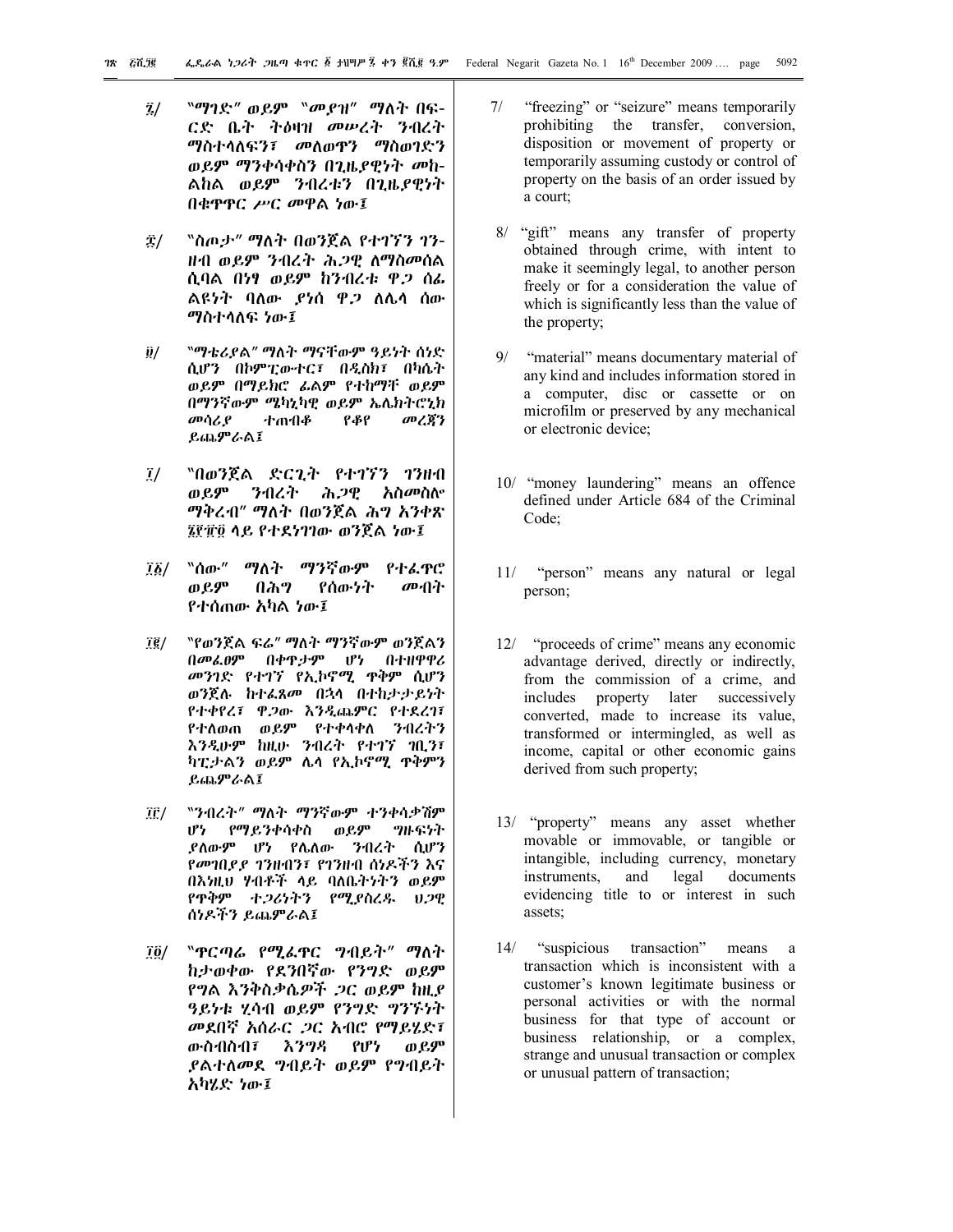፯/ "ማገድ" ወይም "መያዝ" ማለት በፍ-ርድ ቤት ትዕዛዝ መሠረት ንብረት ማስተላለፍን፣ መለወጥን ማስወገድን ወይም ማንቀሳቀስን በጊዜያዊነት መከ-ልከል ወይም ንብረቱን በጊዜያዊነት በቁጥጥር ሥር መዋል ነው፤

፰/ "ስጦታ" ማለት በወንጀል የተገኘን ገን-ዘብ ወይም ንብረት ሕጋዊ ለማስመሰል ሲባል በነፃ ወይም ከንብረቱ ዋጋ ሰፊ ልዩነት ባለው ያነሰ ዋጋ ለሌላ ሰው ማስተላለፍ ነው፤

፱/ "ማቴሪያል" ማለት ማናቸውም ዓይነት ሰነድ ሲሆን በኮምፒውተር፣ በዲስክ፣ በካሴት ወይም በማይክሮ ፊልም የተከማቸ ወይም በማንኛውም ሜካኒካዊ ወይም ኤሌክትሮኒክ መሳሪያ ተጠብቆ የቆየ መረጃን ይጨምራል፤

፲/ "በወንጀል ድርጊት የተገኘን ገንዘብ ወይም ንብረት ሕጋዊ አስመስሎ ማቅረብ" ማለት በወንጀል ሕግ አንቀጽ ፮፻፹፬ ላይ የተደነገገው ወንጀል ነው፤

፲፩/ "ሰው" ማለት ማንኛውም የተፈጥሮ ወይም በሕግ የሰውነት መብት የተሰጠው አካል ነው፤

፲፪/ "የወንጀል ፍሬ" ማለት ማንኛውም ወንጀልን በመፈፀም በቀጥታም ሆነ በተዘዋዋሪ መንገድ የተገኘ የኢኮኖሚ ጥቅም ሲሆን ወንጀሉ ከተፈጸመ በኋላ በተከታታይነት የተቀየረ፣ ዋጋው እንዲጨምር የተደረገ፣ የተለወጠ ወይም የተቀላቀለ ንብረትን እንዲሁም ከዚሁ ንብረት የተገኘ ገቢን፣ ካፒታልን ወይም ሌላ የኢኮኖሚ ጥቅምን ይጨምራል፤

፲፫/ "ንብረት" ማለት ማንኛውም ተንቀሳቃሽም ሆነ የማይንቀሳቀስ ወይም ግዙፍነት ያለውም ሆነ የሌለው ንብረት ሲሆን የመገበያያ ገንዘብን፣ የገንዘብ ሰነዶችን እና በእነዚህ ሃብቶች ላይ ባለቤትነትን ወይም የጥቅም ተጋሪነትን የሚያስረዱ ህጋዊ ሰነዶችን ይጨምራል፤

፲፬/ "ጥርጣሬ የሚፈጥር ግብይት" ማለት ከታወቀው የደንበኛው የንግድ ወይም የግል እንቅስቃሴዎች ጋር ወይም ከዚያ ዓይነቱ ሂሳብ ወይም የንግድ ግንኙነት መደበኛ አሰራር ጋር አብሮ የማይሄድ፣ ውስብስብ፣ እንግዳ የሆነ ወይም ያልተለመደ ግብይት ወይም የግብይት አካሄድ ነው፤

7/ "freezing" or "seizure" means temporarily prohibiting the transfer, conversion, disposition or movement of property or temporarily assuming custody or control of property on the basis of an order issued by a court;

8/ "gift" means any transfer of property obtained through crime, with intent to make it seemingly legal, to another person freely or for a consideration the value of which is significantly less than the value of the property;

9/ "material" means documentary material of any kind and includes information stored in a computer, disc or cassette or on microfilm or preserved by any mechanical or electronic device;

10/ "money laundering" means an offence defined under Article 684 of the Criminal Code;

11/ "person" means any natural or legal person;

12/ "proceeds of crime" means any economic advantage derived, directly or indirectly, from the commission of a crime, and includes property later successively converted, made to increase its value, transformed or intermingled, as well as income, capital or other economic gains derived from such property;

13/ "property" means any asset whether movable or immovable, or tangible or intangible, including currency, monetary instruments, and legal documents evidencing title to or interest in such assets;

14/ "suspicious transaction" means a transaction which is inconsistent with a customer's known legitimate business or personal activities or with the normal business for that type of account or business relationship, or a complex, strange and unusual transaction or complex or unusual pattern of transaction;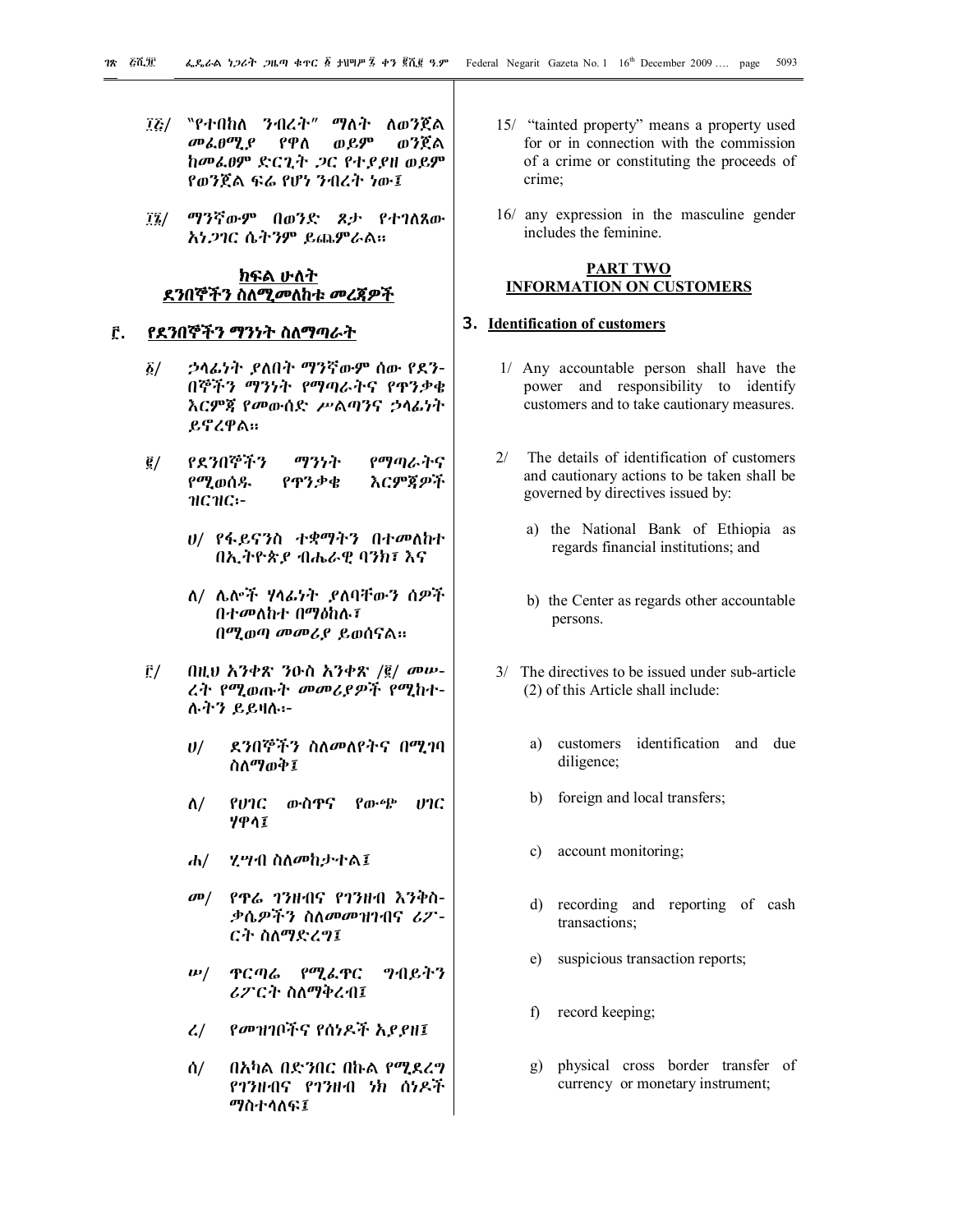፲፭/ "የተበከለ ንብረት" ማለት ለወንጀል መፈፀሚያ የዋለ ወይም ወንጀል ከመፈፀም ድርጊት ጋር የተያያዘ ወይም የወንጀል ፍሬ የሆነ ንብረት ነው፤

፲፮/ ማንኛውም በወንድ ጾታ የተገለጸው አነጋገር ሴትንም ይጨምራል።

## ክፍል ሁለት
## ደንበኞችን ስለሚመለከቱ መረጃዎች

### ፫. የደንበኞችን ማንነት ስለማጣራት

፩/ ኃላፊነት ያለበት ማንኛውም ሰው የደንበኞችን ማንነት የማጣራትና የጥንቃቄ እርምጃ የመውሰድ ሥልጣንና ኃላፊነት ይኖረዋል።

፪/ የደንበኞችን ማንነት የማጣራትና የሚወሰዱ የጥንቃቄ እርምጃዎች ዝርዝር፦

ሀ/ የፋይናንስ ተቋማትን በተመለከተ በኢትዮጵያ ብሔራዊ ባንክ፣ እና

ለ/ ሌሎች ሃላፊነት ያለባቸውን ሰዎች በተመለከተ በማዕከሉ፣

በሚወጣ መመሪያ ይወሰናል።

፫/ በዚህ አንቀጽ ንዑስ አንቀጽ /፪/ መሠረት የሚወጡት መመሪያዎች የሚከተሉትን ይይዛሉ፦

ሀ/ ደንበኞችን ስለመለየትና በሚገባ ስለማወቅ፤

ለ/ የሀገር ውስጥና የውጭ ሀገር ሃዋላ፤

ሐ/ ሂሣብ ስለመከታተል፤

መ/ የጥሬ ገንዘብና የገንዘብ እንቅስቃሴዎችን ስለመመዝገብና ሪፖርት ስለማድረግ፤

ሠ/ ጥርጣሬ የሚፈጥር ግብይትን ሪፖርት ስለማቅረብ፤

ረ/ የመዝገቦችና የሰነዶች አያያዝ፤

ሰ/ በአካል በድንበር በኩል የሚደረግ የገንዘብና የገንዘብ ነክ ሰነዶች ማስተላለፍ፤

15/ "tainted property" means a property used for or in connection with the commission of a crime or constituting the proceeds of crime;

16/ any expression in the masculine gender includes the feminine.

## PART TWO
## INFORMATION ON CUSTOMERS

### 3. Identification of customers

1/ Any accountable person shall have the power and responsibility to identify customers and to take cautionary measures.

2/ The details of identification of customers and cautionary actions to be taken shall be governed by directives issued by:

a) the National Bank of Ethiopia as regards financial institutions; and

b) the Center as regards other accountable persons.

3/ The directives to be issued under sub-article (2) of this Article shall include:

a) customers identification and due diligence;

b) foreign and local transfers;

c) account monitoring;

d) recording and reporting of cash transactions;

e) suspicious transaction reports;

f) record keeping;

g) physical cross border transfer of currency or monetary instrument;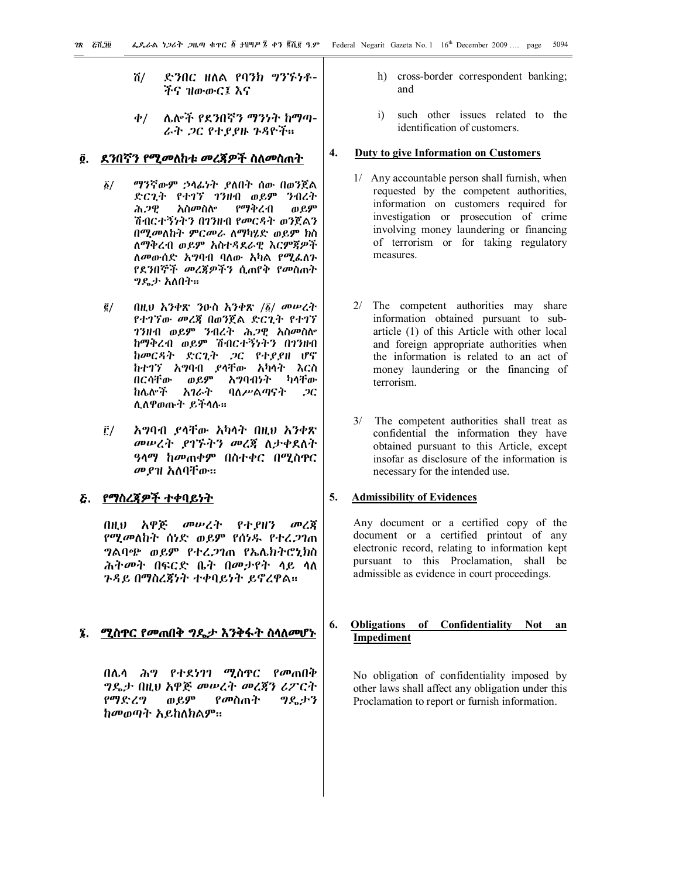ሸ/ ድንበር ዘለል የባንክ ግንኙነቶ-ችና ዝውውር፤ እና

ቀ/ ሌሎች የደንበኛን ማንነት ከማጣ-ራት ጋር የተያያዙ ጉዳዮች።

## ፬. ደንበኛን የሚመለከቱ መረጃዎች ስለመስጠት

፩/ ማንኛውም ኃላፊነት ያለበት ሰው በወንጀል ድርጊት የተገኘ ገንዘብ ወይም ንብረት ሕጋዊ አስመስሎ የማቅረብ ወይም ሽብርተኝነትን በገንዘብ የመርዳት ወንጀልን በሚመለከት ምርመራ ለማካሄድ ወይም ክስ ለማቅረብ ወይም አስተዳደራዊ እርምጃዎች ለመውሰድ አግባብ ባለው አካል የሚፈለጉ የደንበኞች መረጃዎችን ሲጠየቅ የመስጠት ግዴታ አለበት።

፪/ በዚህ አንቀጽ ንዑስ አንቀጽ /፩/ መሠረት የተገኘው መረጃ በወንጀል ድርጊት የተገኘ ገንዘብ ወይም ንብረት ሕጋዊ አስመስሎ ከማቅረብ ወይም ሽብርተኝነትን በገንዘብ ከመርዳት ድርጊት ጋር የተያያዘ ሆኖ ከተገኘ አግባብ ያላቸው አካላት እርስ በርሳቸው ወይም አግባብነት ካላቸው ከሌሎች አገራት ባለሥልጣናት ጋር ሊለዋወጡት ይችላሉ።

፫/ አግባብ ያላቸው አካላት በዚህ አንቀጽ መሠረት ያገኙትን መረጃ ለታቀደለት ዓላማ ከመጠቀም በስተቀር በሚስጥር መያዝ አለባቸው።

## ፭. የማስረጃዎች ተቀባይነት

በዚህ አዋጅ መሠረት የተያዘን መረጃ የሚመለከት ሰነድ ወይም የሰነዱ የተረጋገጠ ግልባጭ ወይም የተረጋገጠ የኤሌክትሮኒክስ ሕትመት በፍርድ ቤት በመታየት ላይ ላለ ጉዳይ በማስረጃነት ተቀባይነት ይኖረዋል።

## ፮. ሚስጥር የመጠበቅ ግዴታ እንቅፋት ስላለመሆኑ

በሌላ ሕግ የተደነገገ ሚስጥር የመጠበቅ ግዴታ በዚህ አዋጅ መሠረት መረጃን ሪፖርት የማድረግ ወይም የመስጠት ግዴታን ከመወጣት አይከለክልም።

h) cross-border correspondent banking; and

i) such other issues related to the identification of customers.

## 4. Duty to give Information on Customers

1/ Any accountable person shall furnish, when requested by the competent authorities, information on customers required for investigation or prosecution of crime involving money laundering or financing of terrorism or for taking regulatory measures.

2/ The competent authorities may share information obtained pursuant to sub-article (1) of this Article with other local and foreign appropriate authorities when the information is related to an act of money laundering or the financing of terrorism.

3/ The competent authorities shall treat as confidential the information they have obtained pursuant to this Article, except insofar as disclosure of the information is necessary for the intended use.

## 5. Admissibility of Evidences

Any document or a certified copy of the document or a certified printout of any electronic record, relating to information kept pursuant to this Proclamation, shall be admissible as evidence in court proceedings.

## 6. Obligations of Confidentiality Not an Impediment

No obligation of confidentiality imposed by other laws shall affect any obligation under this Proclamation to report or furnish information.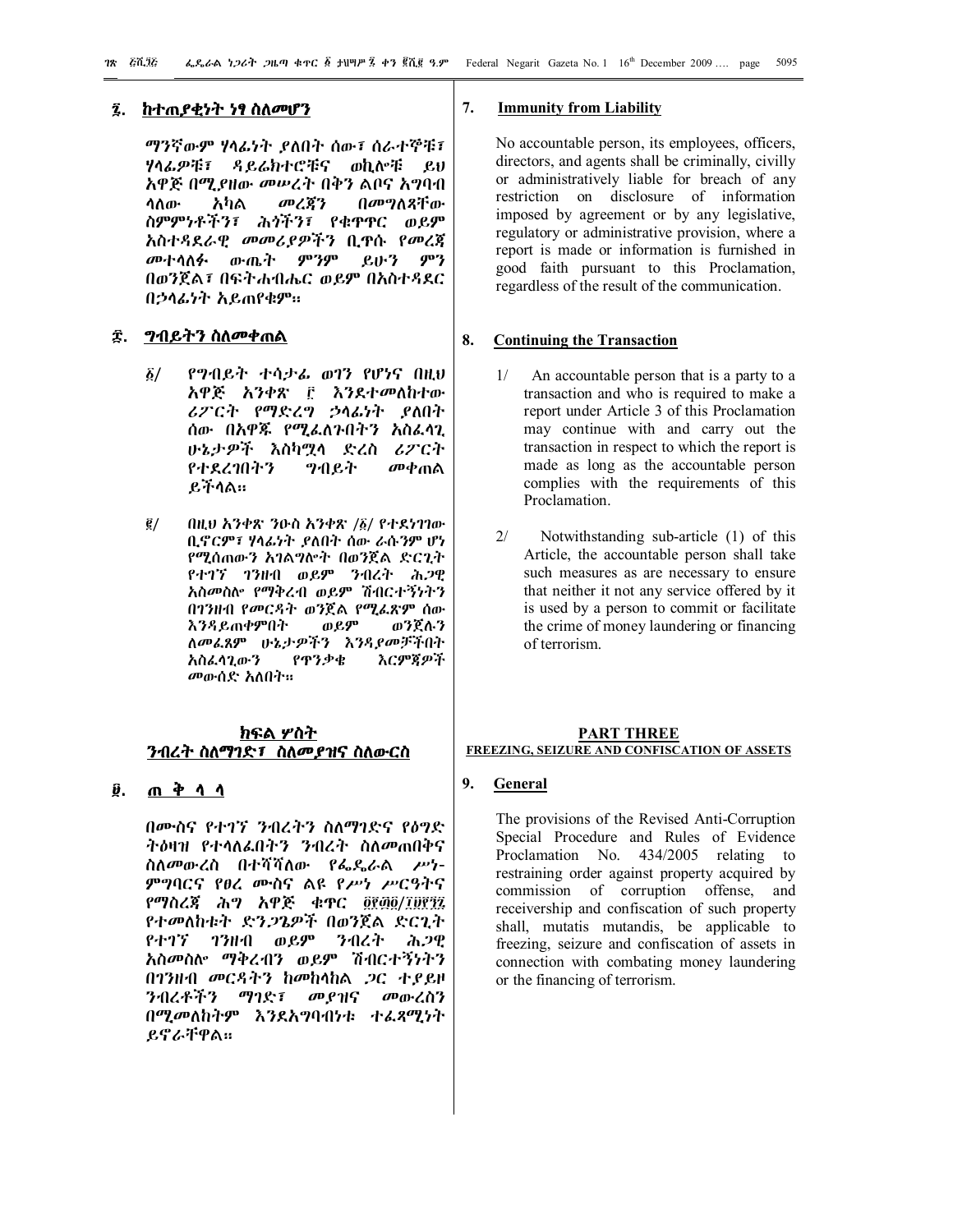## ፯. ከተጠያቂነት ነፃ ስለመሆን

ማንኛውም ሃላፊነት ያለበት ሰው፣ ሰራተኞቹ፣ ሃላፊዎቹ፣ ዳይሬክተሮቹና ወኪሎቹ ይህ አዋጅ በሚያዘው መሠረት በቅን ልቦና አግባብ ላለው አካል መረጃን በመግለጻቸው ስምምነቶችን፣ ሕጎችን፣ የቁጥጥር ወይም አስተዳደራዊ መመሪያዎችን ቢጥሱ የመረጃ መተላለፉ ውጤት ምንም ይሁን ምን በወንጀል፣ በፍትሐብሔር ወይም በአስተዳደር በኃላፊነት አይጠየቁም።

## ፰. ግብይትን ስለመቀጠል

፩/ የግብይት ተሳታፊ ወገን የሆነና በዚህ አዋጅ አንቀጽ ፫ እንደተመለከተው ሪፖርት የማድረግ ኃላፊነት ያለበት ሰው በአዋጁ የሚፈለጉበትን አስፈላጊ ሁኔታዎች እስካሟላ ድረስ ሪፖርት የተደረገበትን ግብይት መቀጠል ይችላል።

፪/ በዚህ አንቀጽ ንዑስ አንቀጽ /፩/ የተደነገገው ቢኖርም፣ ሃላፊነት ያለበት ሰው ራሱንም ሆነ የሚሰጠውን አገልግሎት በወንጀል ድርጊት የተገኘ ገንዘብ ወይም ንብረት ሕጋዊ አስመስሎ የማቅረብ ወይም ሽብርተኝነትን በገንዘብ የመርዳት ወንጀል የሚፈጽም ሰው እንዳይጠቀምበት ወይም ወንጀሉን ለመፈጸም ሁኔታዎችን እንዳያመቻችበት አስፈላጊውን የጥንቃቄ እርምጃዎች መውሰድ አለበት።

## ክፍል ሦስት
## ንብረት ስለማገድ፣ ስለመያዝና ስለውርስ

## ፱. ጠ ቅ ላ ላ

በሙስና የተገኘ ንብረትን ስለማገድና የዕግድ ትዕዛዝ የተላለፈበትን ንብረት ስለመጠበቅና ስለመውረስ በተሻሻለው የፌዴራል ሥነ-ምግባርና የፀረ ሙስና ልዩ የሥነ ሥርዓትና የማስረጃ ሕግ አዋጅ ቁጥር ፬፻፴፬/፲፱፻፺፯ የተመለከቱት ድንጋጌዎች በወንጀል ድርጊት የተገኘ ገንዘብ ወይም ንብረት ሕጋዊ አስመስሎ ማቅረብን ወይም ሽብርተኝነትን በገንዘብ መርዳትን ከመከላከል ጋር ተያይዞ ንብረቶችን ማገድ፣ መያዝና መውረስን በሚመለከትም እንደአግባብነቱ ተፈጻሚነት ይኖራቸዋል።

## 7. Immunity from Liability

No accountable person, its employees, officers, directors, and agents shall be criminally, civilly or administratively liable for breach of any restriction on disclosure of information imposed by agreement or by any legislative, regulatory or administrative provision, where a report is made or information is furnished in good faith pursuant to this Proclamation, regardless of the result of the communication.

## 8. Continuing the Transaction

1/ An accountable person that is a party to a transaction and who is required to make a report under Article 3 of this Proclamation may continue with and carry out the transaction in respect to which the report is made as long as the accountable person complies with the requirements of this Proclamation.

2/ Notwithstanding sub-article (1) of this Article, the accountable person shall take such measures as are necessary to ensure that neither it not any service offered by it is used by a person to commit or facilitate the crime of money laundering or financing of terrorism.

## PART THREE
## FREEZING, SEIZURE AND CONFISCATION OF ASSETS

## 9. General

The provisions of the Revised Anti-Corruption Special Procedure and Rules of Evidence Proclamation No. 434/2005 relating to restraining order against property acquired by commission of corruption offense, and receivership and confiscation of such property shall, mutatis mutandis, be applicable to freezing, seizure and confiscation of assets in connection with combating money laundering or the financing of terrorism.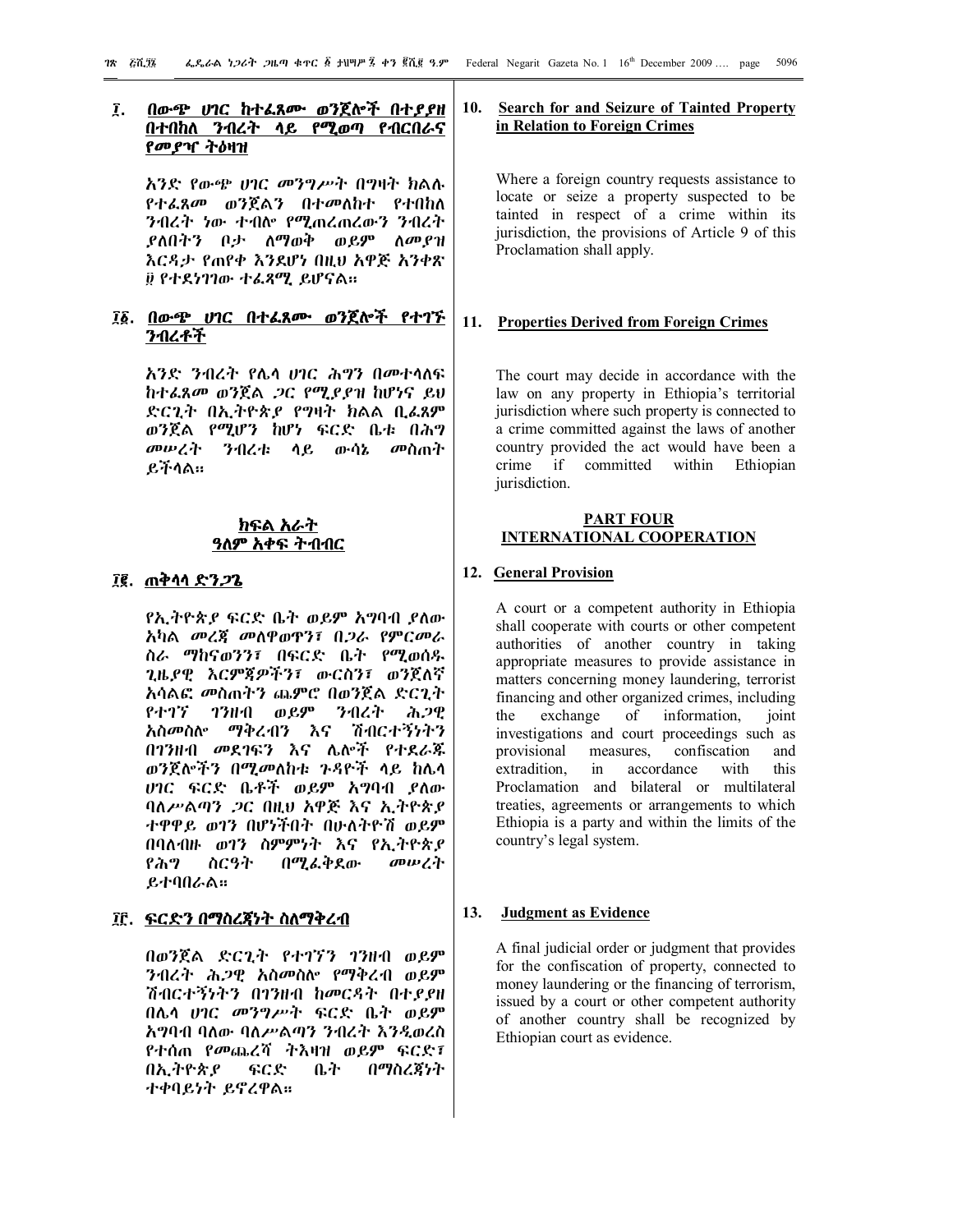## ፲. በውጭ ሀገር ከተፈጸሙ ወንጀሎች በተያያዘ በተበከለ ንብረት ላይ የሚወጣ የብርበራና የመያዣ ትዕዛዝ

አንድ የውጭ ሀገር መንግሥት በግዛት ክልሉ የተፈጸመ ወንጀልን በተመለከተ የተበከለ ንብረት ነው ተብሎ የሚጠረጠረውን ንብረት ያለበትን ቦታ ለማወቅ ወይም ለመያዝ እርዳታ የጠየቀ እንደሆነ በዚህ አዋጅ አንቀጽ ፱ የተደነገገው ተፈጻሚ ይሆናል።

## ፲፩. በውጭ ሀገር በተፈጸሙ ወንጀሎች የተገኙ ንብረቶች

አንድ ንብረት የሌላ ሀገር ሕግን በመተላለፍ ከተፈጸመ ወንጀል ጋር የሚያያዝ ከሆነና ይህ ድርጊት በኢትዮጵያ የግዛት ክልል ቢፈጸም ወንጀል የሚሆን ከሆነ ፍርድ ቤቱ በሕግ መሠረት ንብረቱ ላይ ውሳኔ መስጠት ይችላል።

# ክፍል አራት
# ዓለም አቀፍ ትብብር

## ፲፪. ጠቅላላ ድንጋጌ

የኢትዮጵያ ፍርድ ቤት ወይም አግባብ ያለው አካል መረጃ መለዋወጥን፣ በጋራ የምርመራ ስራ ማከናወንን፣ በፍርድ ቤት የሚወሰዱ ጊዜያዊ እርምጃዎችን፣ ውርስን፣ ወንጀለኛ አሳልፎ መስጠትን ጨምሮ በወንጀል ድርጊት የተገኘ ገንዘብ ወይም ንብረት ሕጋዊ አስመስሎ ማቅረብን እና ሽብርተኝነትን በገንዘብ መደገፍን እና ሌሎች የተደራጁ ወንጀሎችን በሚመለከቱ ጉዳዮች ላይ ከሌላ ሀገር ፍርድ ቤቶች ወይም አግባብ ያለው ባለሥልጣን ጋር በዚህ አዋጅ እና ኢትዮጵያ ተዋዋይ ወገን በሆነችበት በሁለትዮሽ ወይም በባለብዙ ወገን ስምምነት እና የኢትዮጵያ የሕግ ስርዓት በሚፈቅደው መሠረት ይተባበራል።

## ፲፫. ፍርድን በማስረጃነት ስለማቅረብ

በወንጀል ድርጊት የተገኘን ገንዘብ ወይም ንብረት ሕጋዊ አስመስሎ የማቅረብ ወይም ሽብርተኝነትን በገንዘብ ከመርዳት በተያያዘ በሌላ ሀገር መንግሥት ፍርድ ቤት ወይም አግባብ ባለው ባለሥልጣን ንብረት እንዲወረስ የተሰጠ የመጨረሻ ትእዛዝ ወይም ፍርድ፣ በኢትዮጵያ ፍርድ ቤት በማስረጃነት ተቀባይነት ይኖረዋል።

## 10. Search for and Seizure of Tainted Property in Relation to Foreign Crimes

Where a foreign country requests assistance to locate or seize a property suspected to be tainted in respect of a crime within its jurisdiction, the provisions of Article 9 of this Proclamation shall apply.

## 11. Properties Derived from Foreign Crimes

The court may decide in accordance with the law on any property in Ethiopia's territorial jurisdiction where such property is connected to a crime committed against the laws of another country provided the act would have been a crime if committed within Ethiopian jurisdiction.

# PART FOUR
# INTERNATIONAL COOPERATION

## 12. General Provision

A court or a competent authority in Ethiopia shall cooperate with courts or other competent authorities of another country in taking appropriate measures to provide assistance in matters concerning money laundering, terrorist financing and other organized crimes, including the exchange of information, joint investigations and court proceedings such as provisional measures, confiscation and extradition, in accordance with this Proclamation and bilateral or multilateral treaties, agreements or arrangements to which Ethiopia is a party and within the limits of the country's legal system.

## 13. Judgment as Evidence

A final judicial order or judgment that provides for the confiscation of property, connected to money laundering or the financing of terrorism, issued by a court or other competent authority of another country shall be recognized by Ethiopian court as evidence.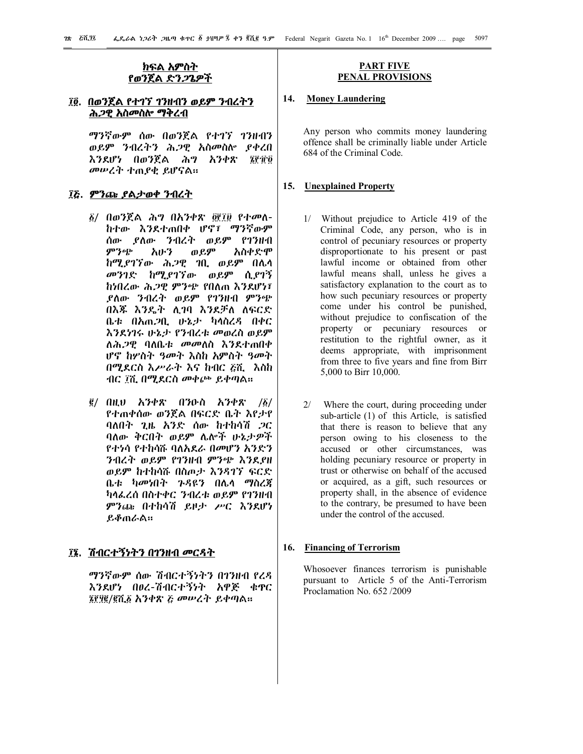## ክፍል አምስት
## የወንጀል ድንጋጌዎች

### ፲፬. በወንጀል የተገኘ ገንዘብን ወይም ንብረትን ሕጋዊ አስመስሎ ማቅረብ

ማንኛውም ሰው በወንጀል የተገኘ ገንዘብን ወይም ንብረትን ሕጋዊ አስመስሎ ያቀረበ እንደሆነ በወንጀል ሕግ አንቀጽ ፮፻፹፬ መሠረት ተጠያቂ ይሆናል።

### ፲፭. ምንጩ ያልታወቀ ንብረት

፩/ በወንጀል ሕግ በአንቀጽ ፬፻፲፱ የተመለ-ከተው እንደተጠበቀ ሆኖ፣ ማንኛውም ሰው ያለው ንብረት ወይም የገንዘብ ምንጭ አሁን ወይም አስቀድሞ ከሚያገኘው ሕጋዊ ገቢ ወይም በሌላ መንገድ ከሚያገኘው ወይም ሲያገኝ ከነበረው ሕጋዊ ምንጭ የበለጠ እንደሆነ፣ ያለው ንብረት ወይም የገንዘብ ምንጭ በእጁ እንዴት ሊገባ እንደቻለ ለፍርድ ቤቱ በአጥጋቢ ሁኔታ ካላስረዳ በቀር እንደነገሩ ሁኔታ የንብረቱ መወረስ ወይም ለሕጋዊ ባለቤቱ መመለስ እንደተጠበቀ ሆኖ ከሦስት ዓመት እስከ አምስት ዓመት በሚደርስ እሥራት እና ከብር ፭ሺ እስከ ብር ፲ሺ በሚደርስ መቀጮ ይቀጣል።

፪/ በዚህ አንቀጽ በንዑስ አንቀጽ /፩/ የተጠቀሰው ወንጀል በፍርድ ቤት እየታየ ባለበት ጊዜ አንድ ሰው ከተከሳሽ ጋር ባለው ቅርበት ወይም ሌሎች ሁኔታዎች የተነሳ የተከሳሹ ባለአደራ በመሆን አንድን ንብረት ወይም የገንዘብ ምንጭ እንደያዘ ወይም ከተከሳሹ በስጦታ እንዳገኘ ፍርድ ቤቱ ካመነበት ጉዳዩን በሌላ ማስረጃ ካላፈረሰ በስተቀር ንብረቱ ወይም የገንዘብ ምንጩ በተከሳሽ ይዞታ ሥር እንደሆነ ይቆጠራል።

### ፲፮. ሽብርተኝነትን በገንዘብ መርዳት

ማንኛውም ሰው ሽብርተኝነትን በገንዘብ የረዳ እንደሆነ በፀረ-ሽብርተኝነት አዋጅ ቁጥር ፮፻፶፪/፪ሺ፩ አንቀጽ ፭ መሠረት ይቀጣል።

## PART FIVE
## PENAL PROVISIONS

### 14. Money Laundering

Any person who commits money laundering offence shall be criminally liable under Article 684 of the Criminal Code.

### 15. Unexplained Property

1/ Without prejudice to Article 419 of the Criminal Code, any person, who is in control of pecuniary resources or property disproportionate to his present or past lawful income or obtained from other lawful means shall, unless he gives a satisfactory explanation to the court as to how such pecuniary resources or property come under his control be punished, without prejudice to confiscation of the property or pecuniary resources or restitution to the rightful owner, as it deems appropriate, with imprisonment from three to five years and fine from Birr 5,000 to Birr 10,000.

2/ Where the court, during proceeding under sub-article (1) of this Article, is satisfied that there is reason to believe that any person owing to his closeness to the accused or other circumstances, was holding pecuniary resource or property in trust or otherwise on behalf of the accused or acquired, as a gift, such resources or property shall, in the absence of evidence to the contrary, be presumed to have been under the control of the accused.

### 16. Financing of Terrorism

Whosoever finances terrorism is punishable pursuant to Article 5 of the Anti-Terrorism Proclamation No. 652 /2009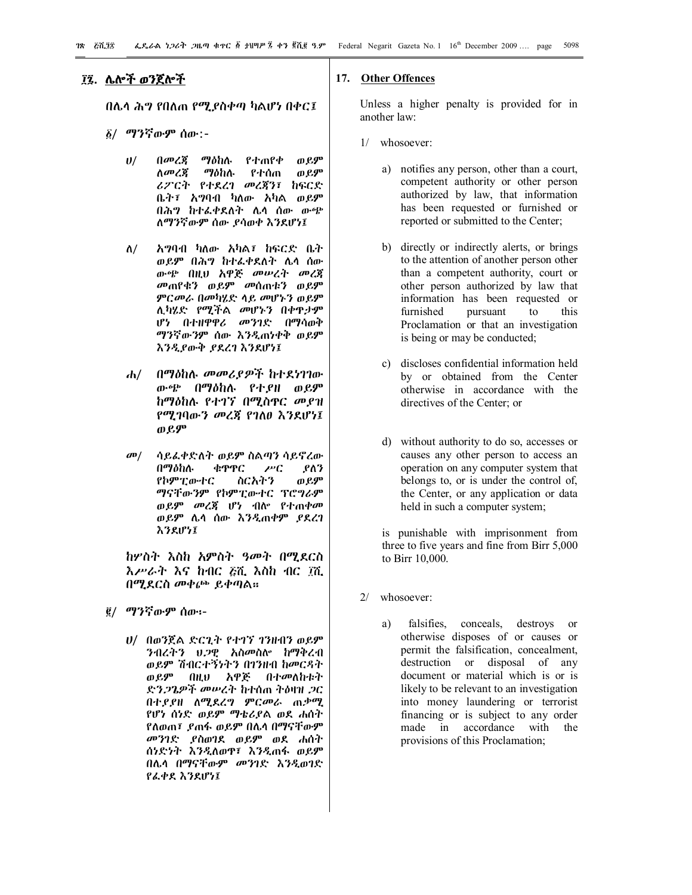## ፲፯. ሌሎች ወንጀሎች

በሌላ ሕግ የበለጠ የሚያስቀጣ ካልሆነ በቀር፤

፩/ ማንኛውም ሰው:-

ሀ/ በመረጃ ማዕከሉ የተጠየቀ ወይም ለመረጃ ማዕከሉ የተሰጠ ወይም ሪፖርት የተደረገ መረጃን፣ ከፍርድ ቤት፣ አግባብ ካለው አካል ወይም በሕግ ከተፈቀደለት ሌላ ሰው ውጭ ለማንኛውም ሰው ያሳወቀ እንደሆነ፤

ለ/ አግባብ ካለው አካል፣ ከፍርድ ቤት ወይም በሕግ ከተፈቀደለት ሌላ ሰው ውጭ በዚህ አዋጅ መሠረት መረጃ መጠየቁን ወይም መሰጠቱን ወይም ምርመራ በመካሄድ ላይ መሆኑን ወይም ሊካሄድ የሚችል መሆኑን በቀጥታም ሆነ በተዘዋዋሪ መንገድ በማሳወቅ ማንኛውንም ሰው እንዲጠነቀቅ ወይም እንዲያውቅ ያደረገ እንደሆነ፤

ሐ/ በማዕከሉ መመሪያዎች ከተደነገገው ውጭ በማዕከሉ የተያዘ ወይም ከማዕከሉ የተገኘ በሚስጥር መያዝ የሚገባውን መረጃ የገለፀ እንደሆነ፤ ወይም

መ/ ሳይፈቀድለት ወይም ስልጣን ሳይኖረው በማዕከሉ ቁጥጥር ሥር ያለን የኮምፒውተር ስርአትን ወይም ማናቸውንም የኮምፒውተር ፕሮግራም ወይም መረጃ ሆነ ብሎ የተጠቀመ ወይም ሌላ ሰው እንዲጠቀም ያደረገ እንደሆነ፤

ከሦስት እስከ አምስት ዓመት በሚደርስ እሥራት እና ከብር ፭ሺ እስከ ብር ፲ሺ በሚደርስ መቀጮ ይቀጣል።

፪/ ማንኛውም ሰው፡-

ሀ/ በወንጀል ድርጊት የተገኘ ገንዘብን ወይም ንብረትን ህጋዊ አስመስሎ ከማቅረብ ወይም ሽብርተኝነትን በገንዘብ ከመርዳት ወይም በዚህ አዋጅ በተመለከቱት ድንጋጌዎች መሠረት ከተሰጠ ትዕዛዝ ጋር በተያያዘ ለሚደረግ ምርመራ ጠቃሚ የሆነ ሰነድ ወይም ማቴሪያል ወደ ሐሰት የለወጠ፣ ያጠፋ ወይም በሌላ በማናቸውም መንገድ ያስወገደ ወይም ወደ ሐሰት ሰነድነት እንዲለወጥ፣ እንዲጠፋ ወይም በሌላ በማናቸውም መንገድ እንዲወገድ የፈቀደ እንደሆነ፤

## 17. Other Offences

Unless a higher penalty is provided for in another law:

1/ whosoever:

a) notifies any person, other than a court, competent authority or other person authorized by law, that information has been requested or furnished or reported or submitted to the Center;

b) directly or indirectly alerts, or brings to the attention of another person other than a competent authority, court or other person authorized by law that information has been requested or furnished pursuant to this Proclamation or that an investigation is being or may be conducted;

c) discloses confidential information held by or obtained from the Center otherwise in accordance with the directives of the Center; or

d) without authority to do so, accesses or causes any other person to access an operation on any computer system that belongs to, or is under the control of, the Center, or any application or data held in such a computer system;

is punishable with imprisonment from three to five years and fine from Birr 5,000 to Birr 10,000.

2/ whosoever:

a) falsifies, conceals, destroys or otherwise disposes of or causes or permit the falsification, concealment, destruction or disposal of any document or material which is or is likely to be relevant to an investigation into money laundering or terrorist financing or is subject to any order made in accordance with the provisions of this Proclamation;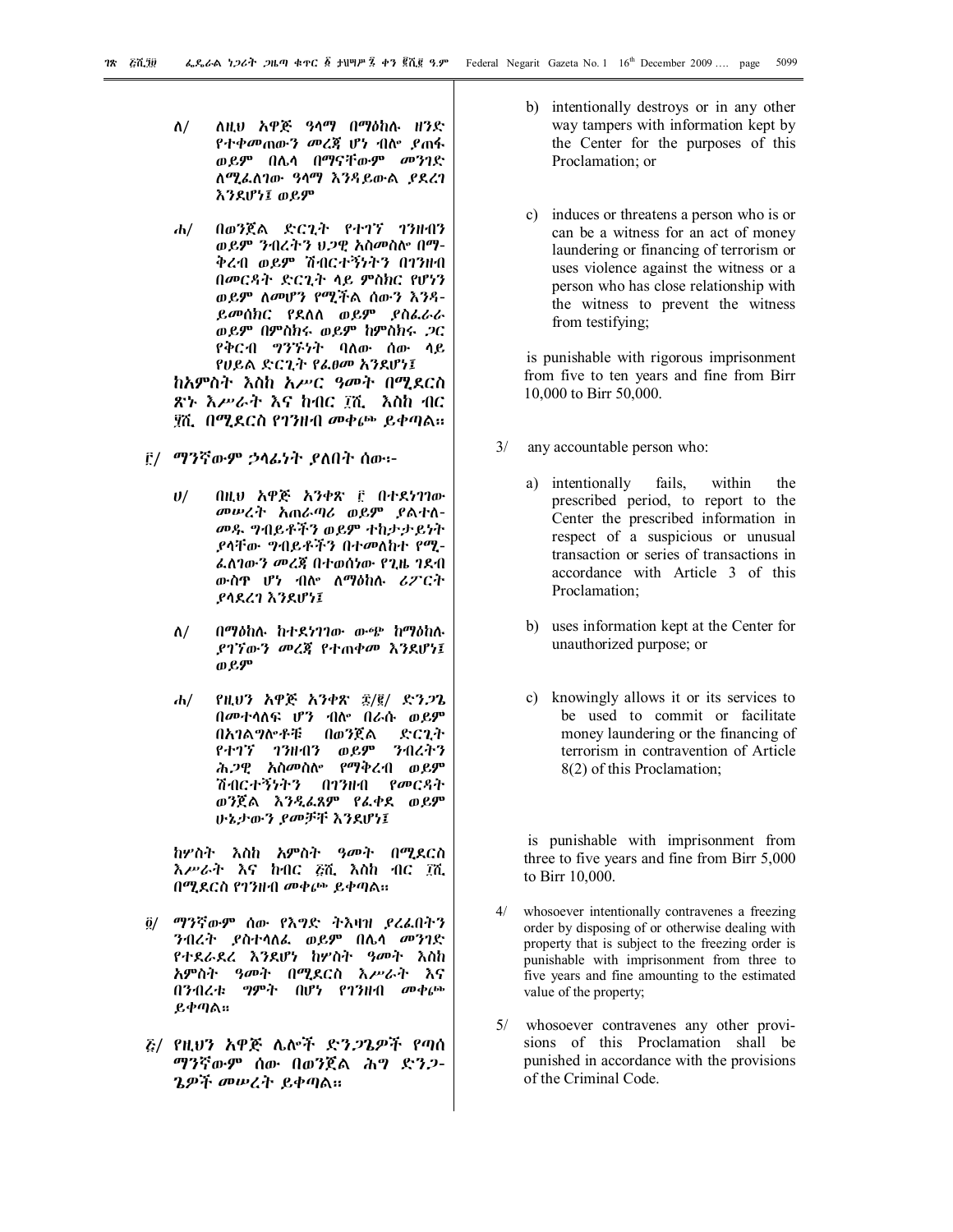ለ/ ለዚህ አዋጅ ዓላማ በማዕከሉ ዘንድ የተቀመጠውን መረጃ ሆነ ብሎ ያጠፋ ወይም በሌላ በማናቸውም መንገድ ለሚፈለገው ዓላማ እንዳይውል ያደረገ እንደሆነ፤ ወይም

ሐ/ በወንጀል ድርጊት የተገኘ ገንዘብን ወይም ንብረትን ህጋዊ አስመስሎ በማ-ቅረብ ወይም ሽብርተኝነትን በገንዘብ በመርዳት ድርጊት ላይ ምስክር የሆነን ወይም ለመሆን የሚችል ሰውን እንዳ-ይመሰክር የደለለ ወይም ያስፈራራ ወይም በምስክሩ ወይም ከምስክሩ ጋር የቅርብ ግንኙነት ባለው ሰው ላይ የሀይል ድርጊት የፈፀመ እንደሆነ፤

ከአምስት እስከ አሥር ዓመት በሚደርስ ጽኑ እሥራት እና ከብር ፲ሺ እስከ ብር ፶ሺ በሚደርስ የገንዘብ መቀጮ ይቀጣል።

፫/ ማንኛውም ኃላፊነት ያለበት ሰው፦

ሀ/ በዚህ አዋጅ አንቀጽ ፫ በተደነገገው መሠረት አጠራጣሪ ወይም ያልተለ-መዱ ግብይቶችን ወይም ተከታታይነት ያላቸው ግብይቶችን በተመለከተ የሚ-ፈለገውን መረጃ በተወሰነው የጊዜ ገደብ ውስጥ ሆነ ብሎ ለማዕከሉ ሪፖርት ያላደረገ እንደሆነ፤

ለ/ በማዕከሉ ከተደነገገው ውጭ ከማዕከሉ ያገኘውን መረጃ የተጠቀመ እንደሆነ፤ ወይም

ሐ/ የዚህን አዋጅ አንቀጽ ፰/፪/ ድንጋጌ በመተላለፍ ሆን ብሎ በራሱ ወይም በአገልግሎቶቹ በወንጀል ድርጊት የተገኘ ገንዘብን ወይም ንብረትን ሕጋዊ አስመስሎ የማቅረብ ወይም ሽብርተኝነትን በገንዘብ የመርዳት ወንጀል እንዲፈጸም የፈቀደ ወይም ሁኔታውን ያመቻቸ እንደሆነ፤

ከሦስት እስከ አምስት ዓመት በሚደርስ እሥራት እና ከብር ፭ሺ እስከ ብር ፲ሺ በሚደርስ የገንዘብ መቀጮ ይቀጣል።

፬/ ማንኛውም ሰው የእግድ ትእዛዝ ያረፈበትን ንብረት ያስተላለፈ ወይም በሌላ መንገድ የተደራደረ እንደሆነ ከሦስት ዓመት እስከ አምስት ዓመት በሚደርስ እሥራት እና በንብረቱ ግምት በሆነ የገንዘብ መቀጮ ይቀጣል።

፭/ የዚህን አዋጅ ሌሎች ድንጋጌዎች የጣሰ ማንኛውም ሰው በወንጀል ሕግ ድንጋ-ጌዎች መሠረት ይቀጣል።

b) intentionally destroys or in any other way tampers with information kept by the Center for the purposes of this Proclamation; or

c) induces or threatens a person who is or can be a witness for an act of money laundering or financing of terrorism or uses violence against the witness or a person who has close relationship with the witness to prevent the witness from testifying;

is punishable with rigorous imprisonment from five to ten years and fine from Birr 10,000 to Birr 50,000.

3/ any accountable person who:

a) intentionally fails, within the prescribed period, to report to the Center the prescribed information in respect of a suspicious or unusual transaction or series of transactions in accordance with Article 3 of this Proclamation;

b) uses information kept at the Center for unauthorized purpose; or

c) knowingly allows it or its services to be used to commit or facilitate money laundering or the financing of terrorism in contravention of Article 8(2) of this Proclamation;

is punishable with imprisonment from three to five years and fine from Birr 5,000 to Birr 10,000.

4/ whosoever intentionally contravenes a freezing order by disposing of or otherwise dealing with property that is subject to the freezing order is punishable with imprisonment from three to five years and fine amounting to the estimated value of the property;

5/ whosoever contravenes any other provisions of this Proclamation shall be punished in accordance with the provisions of the Criminal Code.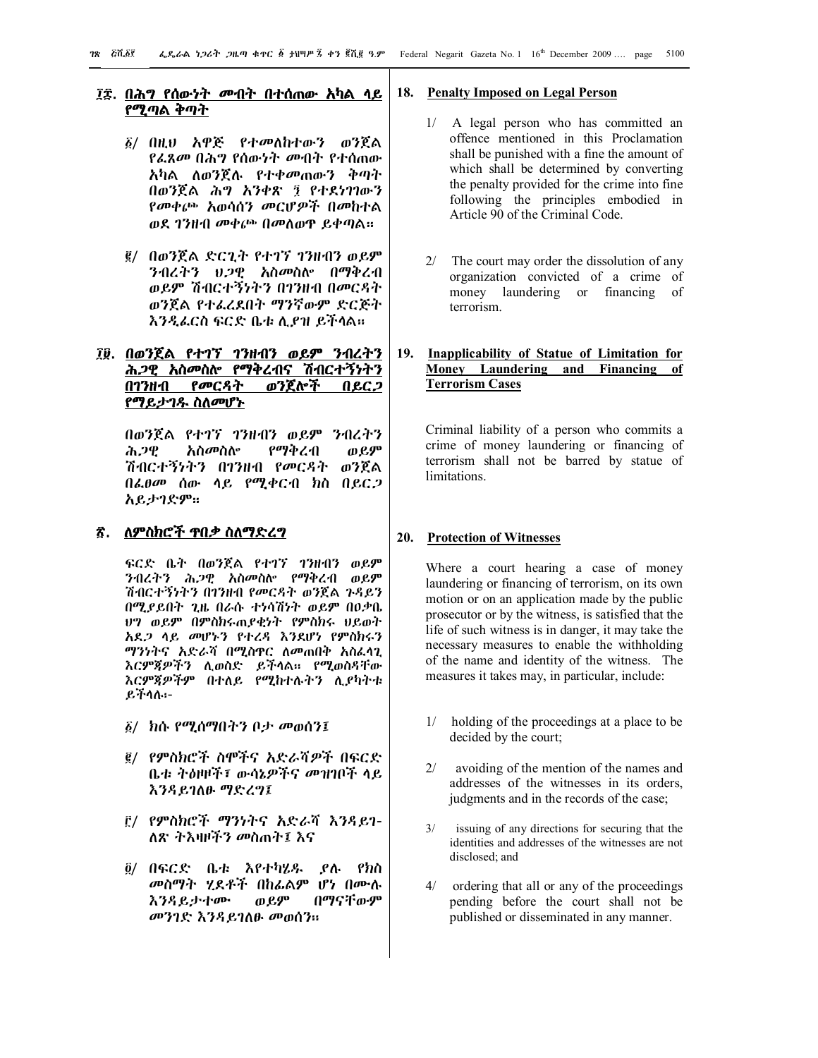## ፲፰. በሕግ የሰውነት መብት በተሰጠው አካል ላይ የሚጣል ቅጣት

፩/ በዚህ አዋጅ የተመለከተውን ወንጀል የፈጸመ በሕግ የሰውነት መብት የተሰጠው አካል ለወንጀሉ የተቀመጠውን ቅጣት በወንጀል ሕግ አንቀጽ ፺ የተደነገገውን የመቀጮ አወሳሰን መርሆዎች በመከተል ወደ ገንዘብ መቀጮ በመለወጥ ይቀጣል።

፪/ በወንጀል ድርጊት የተገኘ ገንዘብን ወይም ንብረትን ህጋዊ አስመስሎ በማቅረብ ወይም ሽብርተኝነትን በገንዘብ በመርዳት ወንጀል የተፈረደበት ማንኛውም ድርጅት እንዲፈርስ ፍርድ ቤቱ ሊያዝ ይችላል።

## ፲፱. በወንጀል የተገኘ ገንዘብን ወይም ንብረትን ሕጋዊ አስመስሎ የማቅረብና ሽብርተኝነትን በገንዘብ የመርዳት ወንጀሎች በይርጋ የማይታገዱ ስለመሆኑ

በወንጀል የተገኘ ገንዘብን ወይም ንብረትን ሕጋዊ አስመስሎ የማቅረብ ወይም ሽብርተኝነትን በገንዘብ የመርዳት ወንጀል በፈፀመ ሰው ላይ የሚቀርብ ክስ በይርጋ አይታገድም።

## ፳. ለምስክሮች ጥበቃ ስለማድረግ

ፍርድ ቤት በወንጀል የተገኘ ገንዘብን ወይም ንብረትን ሕጋዊ አስመስሎ የማቅረብ ወይም ሽብርተኝነትን በገንዘብ የመርዳት ወንጀል ጉዳይን በሚያይበት ጊዜ በራሱ ተነሳሽነት ወይም በዐቃቤ ህግ ወይም በምስክሩ ጠያቂነት የምስክሩ ህይወት አደጋ ላይ መሆኑን የተረዳ እንደሆነ የምስክሩን ማንነትና አድራሻ በሚስጥር ለመጠበቅ አስፈላጊ እርምጃዎችን ሊወስድ ይችላል። የሚወስዳቸው እርምጃዎችም በተለይ የሚከተሉትን ሊያካትቱ ይችላሉ፡-

፩/ ክሱ የሚሰማበትን ቦታ መወሰን፤

፪/ የምስክሮች ስሞችና አድራሻዎች በፍርድ ቤቱ ትዕዛዞች፣ ውሳኔዎችና መዝገቦች ላይ እንዳይገለፁ ማድረግ፤

፫/ የምስክሮች ማንነትና አድራሻ እንዳይገለጽ ትእዛዞችን መስጠት፤ እና

፬/ በፍርድ ቤቱ እየተካሄዱ ያሉ የክስ መስማት ሂደቶች በከፊልም ሆነ በሙሉ እንዳይታተሙ ወይም በማናቸውም መንገድ እንዳይገለፁ መወሰን።

## 18. Penalty Imposed on Legal Person

1/ A legal person who has committed an offence mentioned in this Proclamation shall be punished with a fine the amount of which shall be determined by converting the penalty provided for the crime into fine following the principles embodied in Article 90 of the Criminal Code.

2/ The court may order the dissolution of any organization convicted of a crime of money laundering or financing of terrorism.

## 19. Inapplicability of Statue of Limitation for Money Laundering and Financing of Terrorism Cases

Criminal liability of a person who commits a crime of money laundering or financing of terrorism shall not be barred by statue of limitations.

## 20. Protection of Witnesses

Where a court hearing a case of money laundering or financing of terrorism, on its own motion or on an application made by the public prosecutor or by the witness, is satisfied that the life of such witness is in danger, it may take the necessary measures to enable the withholding of the name and identity of the witness. The measures it takes may, in particular, include:

1/ holding of the proceedings at a place to be decided by the court;

2/ avoiding of the mention of the names and addresses of the witnesses in its orders, judgments and in the records of the case;

3/ issuing of any directions for securing that the identities and addresses of the witnesses are not disclosed; and

4/ ordering that all or any of the proceedings pending before the court shall not be published or disseminated in any manner.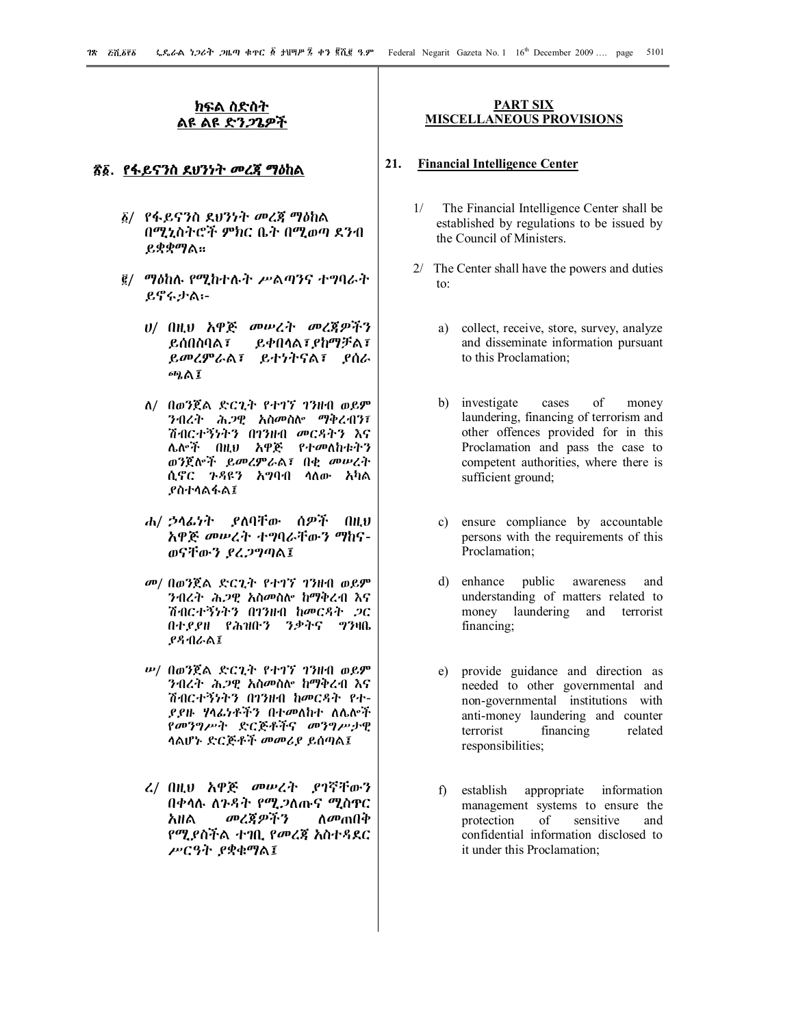## ክፍል ስድስት
## ልዩ ልዩ ድንጋጌዎች

### ፳፩. የፋይናንስ ደህንነት መረጃ ማዕከል

፩/ የፋይናንስ ደህንነት መረጃ ማዕከል በሚኒስትሮች ምክር ቤት በሚወጣ ደንብ ይቋቋማል።

፪/ ማዕከሉ የሚከተሉት ሥልጣንና ተግባራት ይኖሩታል፡-

ሀ/ በዚህ አዋጅ መሠረት መረጃዎችን ይሰበስባል፣ ይቀበላል፣ ያከማቻል፣ ይመረምራል፣ ይተነትናል፣ ያሰራጫል፤

ለ/ በወንጀል ድርጊት የተገኘ ገንዘብ ወይም ንብረት ሕጋዊ አስመስሎ ማቅረብን፣ ሽብርተኝነትን በገንዘብ መርዳትን እና ሌሎች በዚህ አዋጅ የተመለከቱትን ወንጀሎች ይመረምራል፣ በቂ መሠረት ሲኖር ጉዳዩን አግባብ ላለው አካል ያስተላልፋል፤

ሐ/ ኃላፊነት ያለባቸው ሰዎች በዚህ አዋጅ መሠረት ተግባራቸውን ማከናወናቸውን ያረጋግጣል፤

መ/ በወንጀል ድርጊት የተገኘ ገንዘብ ወይም ንብረት ሕጋዊ አስመስሎ ከማቅረብ እና ሽብርተኝነትን በገንዘብ ከመርዳት ጋር በተያያዘ የሕዝቡን ንቃትና ግንዛቤ ያዳብራል፤

ሠ/ በወንጀል ድርጊት የተገኘ ገንዘብ ወይም ንብረት ሕጋዊ አስመስሎ ከማቅረብ እና ሽብርተኝነትን በገንዘብ ከመርዳት የተ-ያያዙ ሃላፊነቶችን በተመለከተ ለሌሎች የመንግሥት ድርጅቶችና መንግሥታዊ ላልሆኑ ድርጅቶች መመሪያ ይሰጣል፤

ረ/ በዚህ አዋጅ መሠረት ያገኛቸውን በቀላሉ ለጉዳት የሚጋለጡና ሚስጥር አዘል መረጃዎችን ለመጠበቅ የሚያስችል ተገቢ የመረጃ አስተዳደር ሥርዓት ያቋቁማል፤

## PART SIX
## MISCELLANEOUS PROVISIONS

### 21. Financial Intelligence Center

1/ The Financial Intelligence Center shall be established by regulations to be issued by the Council of Ministers.

2/ The Center shall have the powers and duties to:

a) collect, receive, store, survey, analyze and disseminate information pursuant to this Proclamation;

b) investigate cases of money laundering, financing of terrorism and other offences provided for in this Proclamation and pass the case to competent authorities, where there is sufficient ground;

c) ensure compliance by accountable persons with the requirements of this Proclamation;

d) enhance public awareness and understanding of matters related to money laundering and terrorist financing;

e) provide guidance and direction as needed to other governmental and non-governmental institutions with anti-money laundering and counter terrorist financing related responsibilities;

f) establish appropriate information management systems to ensure the protection of sensitive and confidential information disclosed to it under this Proclamation;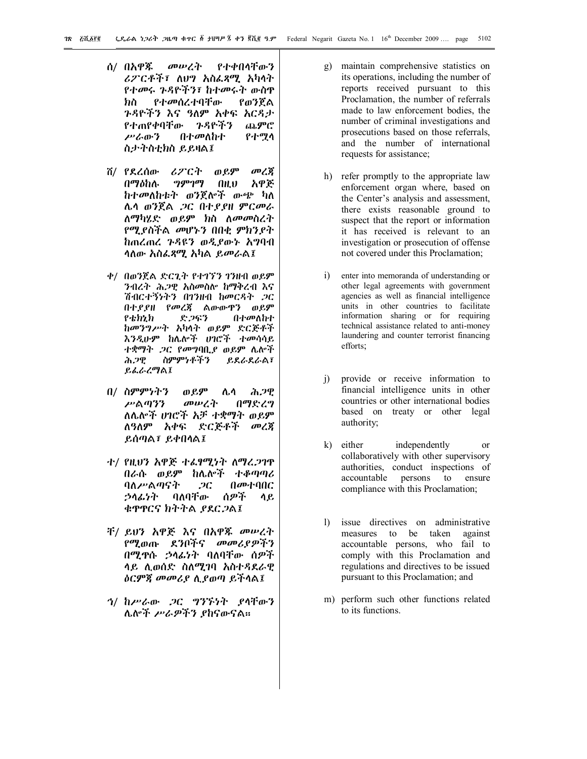ሰ/ በአዋጁ መሠረት የተቀበላቸውን ሪፖርቶች፣ ለህግ አስፈጻሚ አካላት የተመሩ ጉዳዮችን፣ ከተመሩት ውስጥ ክስ የተመሰረተባቸው የወንጀል ጉዳዮችን እና ዓለም አቀፍ አርዳታ የተጠየቀባቸው ጉዳዮችን ጨምሮ ሥራውን በተመለከተ የተሟላ ስታትስቲክስ ይይዛል፤

ሸ/ የደረሰው ሪፖርት ወይም መረጃ በማዕከሉ ግምገማ በዚህ አዋጅ ከተመለከቱት ወንጀሎች ውጭ ካለ ሌላ ወንጀል ጋር በተያያዘ ምርመራ ለማካሄድ ወይም ክስ ለመመስረት የሚያስችል መሆኑን በበቂ ምክንያት ከጠረጠረ ጉዳዩን ወዲያውኑ አግባብ ላለው አስፈጻሚ አካል ይመራል፤

ቀ/ በወንጀል ድርጊት የተገኘን ገንዘብ ወይም ንብረት ሕጋዊ አስመስሎ ከማቅረብ እና ሽብርተኝነትን በገንዘብ ከመርዳት ጋር በተያያዘ የመረጃ ልውውጥን ወይም የቴክኒክ ድጋፍን በተመለከተ ከመንግሥት አካላት ወይም ድርጅቶች እንዲሁም ከሌሎች ሀገሮች ተመሳሳይ ተቋማት ጋር የመግባቢያ ወይም ሌሎች ሕጋዊ ስምምነቶችን ይደራደራል፣ ይፈራረማል፤

በ/ ስምምነትን ወይም ሌላ ሕጋዊ ሥልጣንን መሠረት በማድረግ ለሌሎች ሀገሮች አቻ ተቋማት ወይም ለዓለም አቀፍ ድርጅቶች መረጃ ይሰጣል፣ ይቀበላል፤

ተ/ የዚህን አዋጅ ተፈፃሚነት ለማረጋገጥ በራሱ ወይም ከሌሎች ተቆጣጣሪ ባለሥልጣናት ጋር በሙተባበር ኃላፊነት ባለባቸው ሰዎች ላይ ቁጥጥርና ክትትል ያደርጋል፤

ቸ/ ይህን አዋጅ እና በአዋጁ መሠረት የሚወጡ ደንቦችና መመሪያዎችን በሚጥሱ ኃላፊነት ባለባቸው ሰዎች ላይ ሊወሰድ ስለሚገባ አስተዳደራዊ ዕርምጃ መመሪያ ሊያወጣ ይችላል፤

ኀ/ ከሥራው ጋር ግንኙነት ያላቸውን ሌሎች ሥራዎችን ያከናውናል።

g) maintain comprehensive statistics on its operations, including the number of reports received pursuant to this Proclamation, the number of referrals made to law enforcement bodies, the number of criminal investigations and prosecutions based on those referrals, and the number of international requests for assistance;

h) refer promptly to the appropriate law enforcement organ where, based on the Center's analysis and assessment, there exists reasonable ground to suspect that the report or information it has received is relevant to an investigation or prosecution of offense not covered under this Proclamation;

i) enter into memoranda of understanding or other legal agreements with government agencies as well as financial intelligence units in other countries to facilitate information sharing or for requiring technical assistance related to anti-money laundering and counter terrorist financing efforts;

j) provide or receive information to financial intelligence units in other countries or other international bodies based on treaty or other legal authority;

k) either independently or collaboratively with other supervisory authorities, conduct inspections of accountable persons to ensure compliance with this Proclamation;

l) issue directives on administrative measures to be taken against accountable persons, who fail to comply with this Proclamation and regulations and directives to be issued pursuant to this Proclamation; and

m) perform such other functions related to its functions.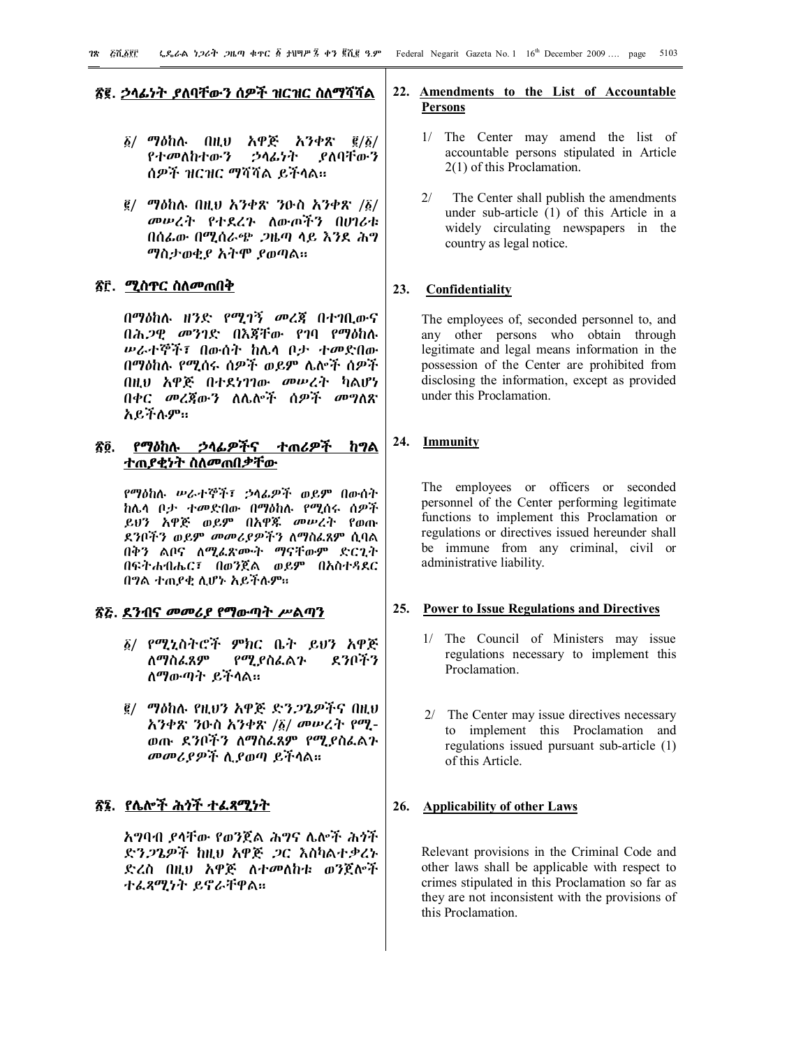## ፳፪. ኃላፊነት ያለባቸውን ሰዎች ዝርዝር ስለማሻሻል

፩/ ማዕከሉ በዚህ አዋጅ አንቀጽ ፪/፩/ የተመለከተውን ኃላፊነት ያለባቸውን ሰዎች ዝርዝር ማሻሻል ይችላል።

፪/ ማዕከሉ በዚህ አንቀጽ ንዑስ አንቀጽ /፩/ መሠረት የተደረጉ ለውጦችን በሀገሪቱ በሰፊው በሚሰራጭ ጋዜጣ ላይ እንደ ሕግ ማስታወቂያ አትሞ ያወጣል።

## ፳፫. ሚስጥር ስለመጠበቅ

በማዕከሉ ዘንድ የሚገኝ መረጃ በተገቢውና በሕጋዊ መንገድ በእጃቸው የገባ የማዕከሉ ሠራተኞች፣ በውሰት ከሌላ ቦታ ተመድበው በማዕከሉ የሚሰሩ ሰዎች ወይም ሌሎች ሰዎች በዚህ አዋጅ በተደነገገው መሠረት ካልሆነ በቀር መረጃውን ለሌሎች ሰዎች መግለጽ አይችሉም።

## ፳፬. የማዕከሉ ኃላፊዎችና ተጠሪዎች ከግል ተጠያቂነት ስለመጠበቃቸው

የማዕከሉ ሠራተኞች፣ ኃላፊዎች ወይም በውሰት ከሌላ ቦታ ተመድበው በማዕከሉ የሚሰሩ ሰዎች ይህን አዋጅ ወይም በአዋጁ መሠረት የወጡ ደንቦችን ወይም መመሪያዎችን ለማስፈጸም ሲባል በቅን ልቦና ለሚፈጽሙት ማናቸውም ድርጊት በፍትሐብሔር፣ በወንጀል ወይም በአስተዳደር በግል ተጠያቂ ሊሆኑ አይችሉም።

## ፳፭. ደንብና መመሪያ የማውጣት ሥልጣን

፩/ የሚኒስትሮች ምክር ቤት ይህን አዋጅ ለማስፈጸም የሚያስፈልጉ ደንቦችን ለማውጣት ይችላል።

፪/ ማዕከሉ የዚህን አዋጅ ድንጋጌዎችና በዚህ አንቀጽ ንዑስ አንቀጽ /፩/ መሠረት የሚ-ወጡ ደንቦችን ለማስፈጸም የሚያስፈልጉ መመሪያዎች ሊያወጣ ይችላል።

## ፳፮. የሌሎች ሕጎች ተፈጻሚነት

አግባብ ያላቸው የወንጀል ሕግና ሌሎች ሕጎች ድንጋጌዎች ከዚህ አዋጅ ጋር እስካልተቃረኑ ድረስ በዚህ አዋጅ ለተመለከቱ ወንጀሎች ተፈጻሚነት ይኖራቸዋል።

## 22. Amendments to the List of Accountable Persons

1/ The Center may amend the list of accountable persons stipulated in Article 2(1) of this Proclamation.

2/ The Center shall publish the amendments under sub-article (1) of this Article in a widely circulating newspapers in the country as legal notice.

## 23. Confidentiality

The employees of, seconded personnel to, and any other persons who obtain through legitimate and legal means information in the possession of the Center are prohibited from disclosing the information, except as provided under this Proclamation.

## 24. Immunity

The employees or officers or seconded personnel of the Center performing legitimate functions to implement this Proclamation or regulations or directives issued hereunder shall be immune from any criminal, civil or administrative liability.

## 25. Power to Issue Regulations and Directives

1/ The Council of Ministers may issue regulations necessary to implement this Proclamation.

2/ The Center may issue directives necessary to implement this Proclamation and regulations issued pursuant sub-article (1) of this Article.

## 26. Applicability of other Laws

Relevant provisions in the Criminal Code and other laws shall be applicable with respect to crimes stipulated in this Proclamation so far as they are not inconsistent with the provisions of this Proclamation.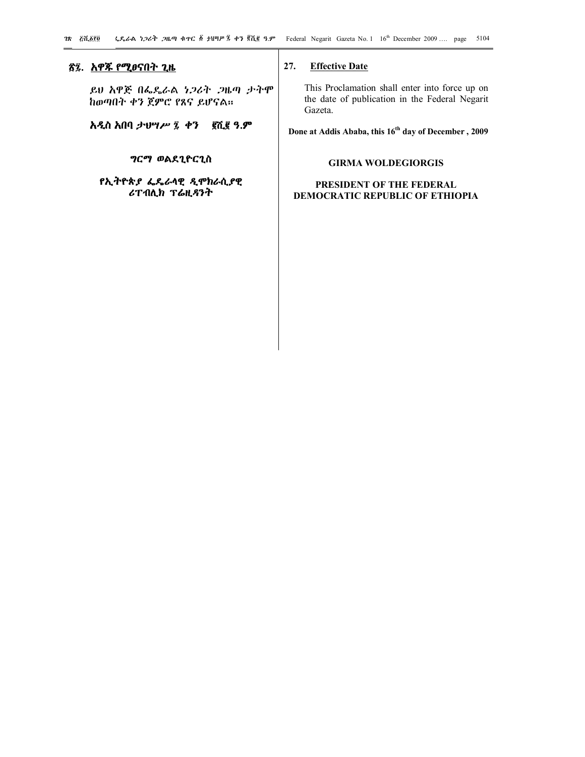## ፳፯. አዋጁ የሚፀናበት ጊዜ

ይህ አዋጅ በፌዴራል ነጋሪት ጋዜጣ ታትሞ ከወጣበት ቀን ጀምሮ የጸና ይሆናል።

**አዲስ አበባ ታህሣሥ ፯ ቀን ፪ሺ፪ ዓ.ም**

**ግርማ ወልደጊዮርጊስ**

**የኢትዮጵያ ፌዴራላዊ ዲሞክራሲያዊ ሪፐብሊክ ፕሬዚዳንት**

## 27. Effective Date

This Proclamation shall enter into force up on the date of publication in the Federal Negarit Gazeta.

**Done at Addis Ababa, this 16th day of December , 2009**

**GIRMA WOLDEGIORGIS**

**PRESIDENT OF THE FEDERAL DEMOCRATIC REPUBLIC OF ETHIOPIA**